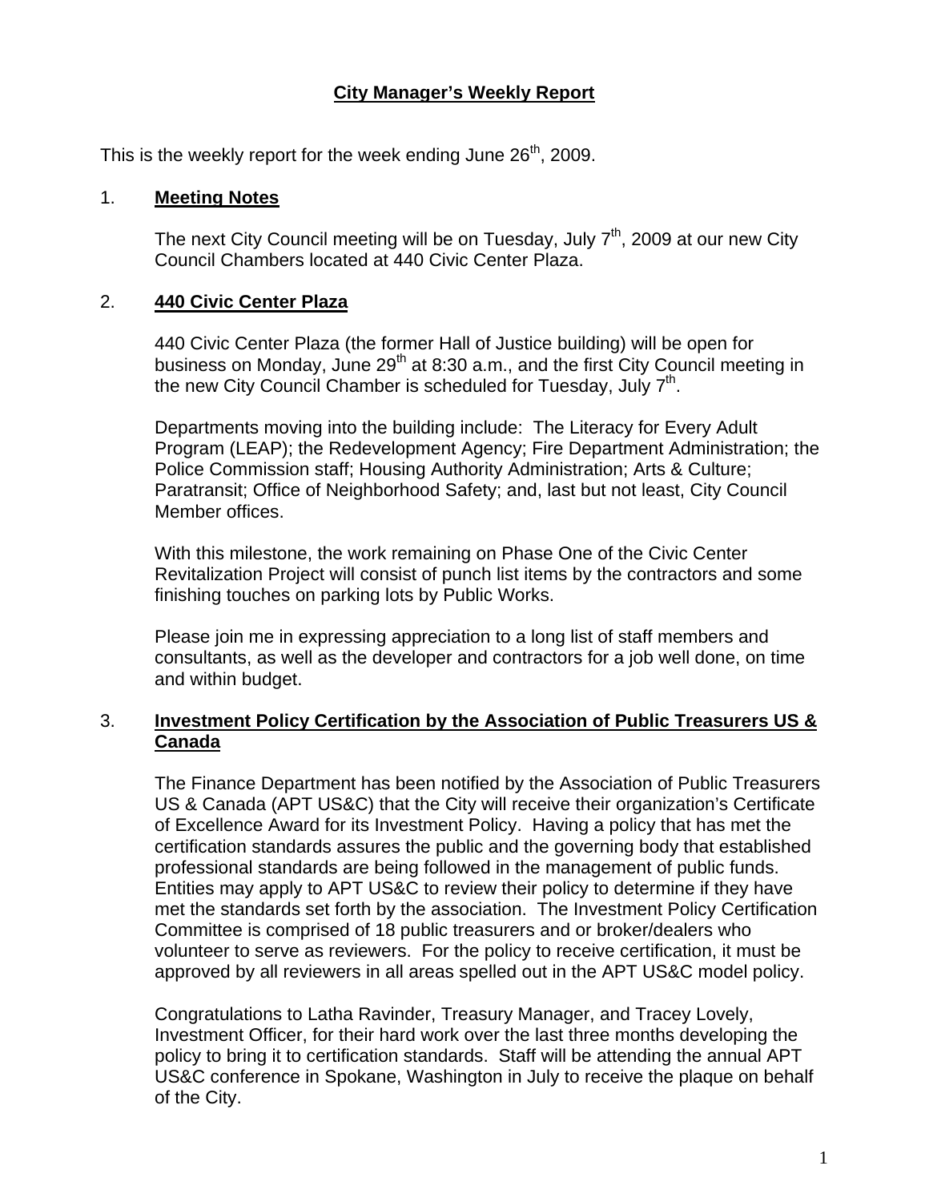# City Manager's Weekly Report

This is the weekly report for the week ending June 26th, 2009.

## 1. Meeting Notes

The next City Council meeting will be on Tuesday, July 7th, 2009 at our new City Council Chambers located at 440 Civic Center Plaza.

## 2. 440 Civic Center Plaza

440 Civic Center Plaza (the former Hall of Justice building) will be open for business on Monday, June 29th at 8:30 a.m., and the first City Council meeting in the new City Council Chamber is scheduled for Tuesday, July 7th.

Departments moving into the building include: The Literacy for Every Adult Program (LEAP); the Redevelopment Agency; Fire Department Administration; the Police Commission staff; Housing Authority Administration; Arts & Culture; Paratransit; Office of Neighborhood Safety; and, last but not least, City Council Member offices.

With this milestone, the work remaining on Phase One of the Civic Center Revitalization Project will consist of punch list items by the contractors and some finishing touches on parking lots by Public Works.

Please join me in expressing appreciation to a long list of staff members and consultants, as well as the developer and contractors for a job well done, on time and within budget.

## 3. Investment Policy Certification by the Association of Public Treasurers US & Canada

The Finance Department has been notified by the Association of Public Treasurers US & Canada (APT US&C) that the City will receive their organization's Certificate of Excellence Award for its Investment Policy. Having a policy that has met the certification standards assures the public and the governing body that established professional standards are being followed in the management of public funds. Entities may apply to APT US&C to review their policy to determine if they have met the standards set forth by the association. The Investment Policy Certification Committee is comprised of 18 public treasurers and or broker/dealers who volunteer to serve as reviewers. For the policy to receive certification, it must be approved by all reviewers in all areas spelled out in the APT US&C model policy.

Congratulations to Latha Ravinder, Treasury Manager, and Tracey Lovely, Investment Officer, for their hard work over the last three months developing the policy to bring it to certification standards. Staff will be attending the annual APT US&C conference in Spokane, Washington in July to receive the plaque on behalf of the City.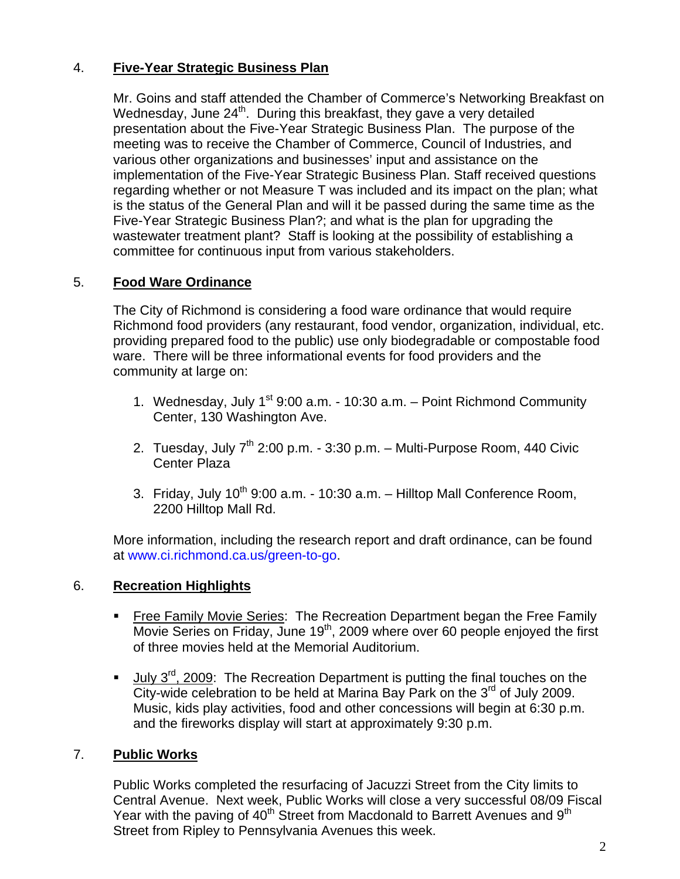4. **Five-Year Strategic Business Plan**

Mr. Goins and staff attended the Chamber of Commerce's Networking Breakfast on Wednesday, June 24th. During this breakfast, they gave a very detailed presentation about the Five-Year Strategic Business Plan. The purpose of the meeting was to receive the Chamber of Commerce, Council of Industries, and various other organizations and businesses' input and assistance on the implementation of the Five-Year Strategic Business Plan. Staff received questions regarding whether or not Measure T was included and its impact on the plan; what is the status of the General Plan and will it be passed during the same time as the Five-Year Strategic Business Plan?; and what is the plan for upgrading the wastewater treatment plant? Staff is looking at the possibility of establishing a committee for continuous input from various stakeholders.

5. **Food Ware Ordinance**

The City of Richmond is considering a food ware ordinance that would require Richmond food providers (any restaurant, food vendor, organization, individual, etc. providing prepared food to the public) use only biodegradable or compostable food ware. There will be three informational events for food providers and the community at large on:

1. Wednesday, July 1st 9:00 a.m. - 10:30 a.m. – Point Richmond Community Center, 130 Washington Ave.
2. Tuesday, July 7th 2:00 p.m. - 3:30 p.m. – Multi-Purpose Room, 440 Civic Center Plaza
3. Friday, July 10th 9:00 a.m. - 10:30 a.m. – Hilltop Mall Conference Room, 2200 Hilltop Mall Rd.

More information, including the research report and draft ordinance, can be found at www.ci.richmond.ca.us/green-to-go.

6. **Recreation Highlights**

- Free Family Movie Series: The Recreation Department began the Free Family Movie Series on Friday, June 19th, 2009 where over 60 people enjoyed the first of three movies held at the Memorial Auditorium.
- July 3rd, 2009: The Recreation Department is putting the final touches on the City-wide celebration to be held at Marina Bay Park on the 3rd of July 2009. Music, kids play activities, food and other concessions will begin at 6:30 p.m. and the fireworks display will start at approximately 9:30 p.m.

7. **Public Works**

Public Works completed the resurfacing of Jacuzzi Street from the City limits to Central Avenue. Next week, Public Works will close a very successful 08/09 Fiscal Year with the paving of 40th Street from Macdonald to Barrett Avenues and 9th Street from Ripley to Pennsylvania Avenues this week.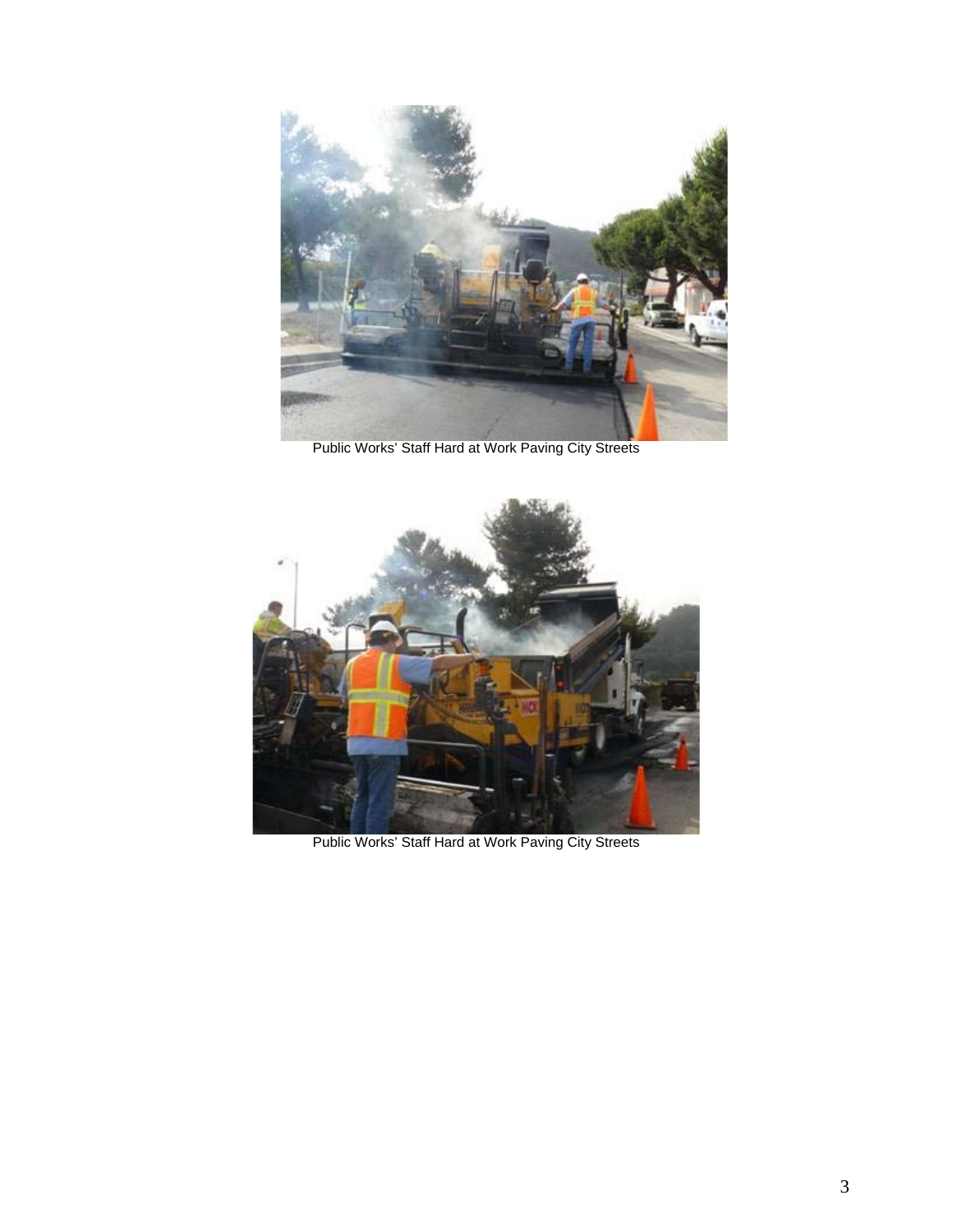Public Works' Staff Hard at Work Paving City Streets

Public Works' Staff Hard at Work Paving City Streets